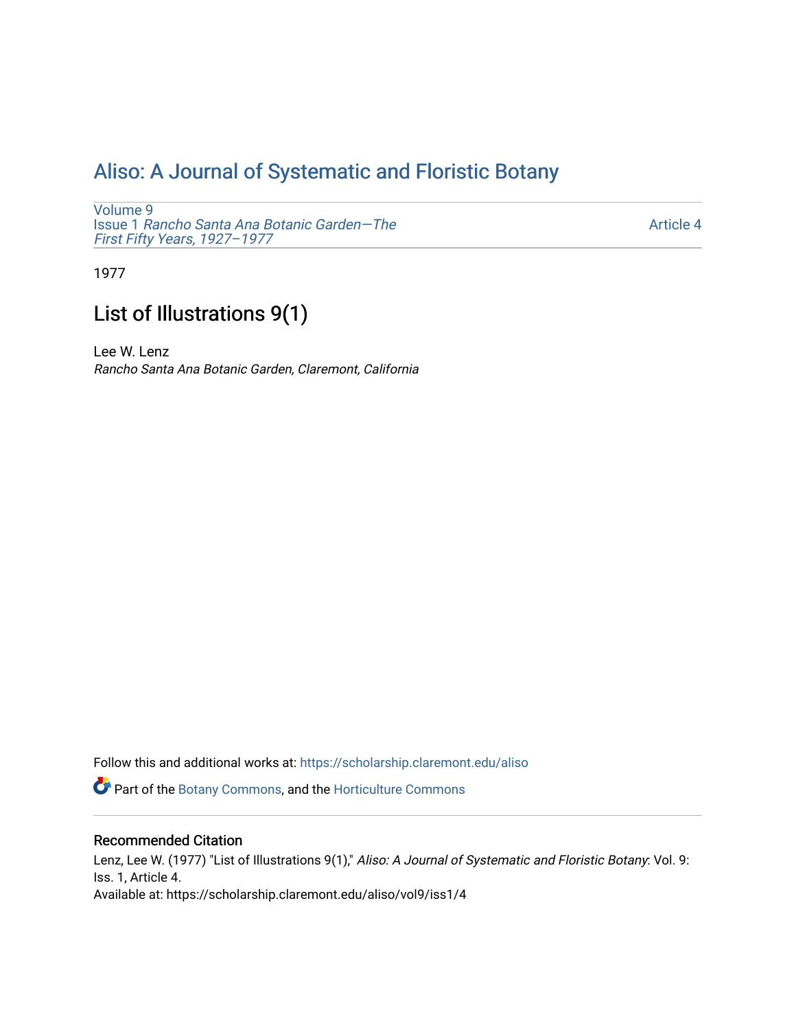# Aliso: A Journal of Systematic and Floristic Botany

Volume 9
Issue 1 *Rancho Santa Ana Botanic Garden—The First Fifty Years, 1927–1977*

Article 4

1977

## List of Illustrations 9(1)

Lee W. Lenz
*Rancho Santa Ana Botanic Garden, Claremont, California*

Follow this and additional works at: https://scholarship.claremont.edu/aliso

Part of the Botany Commons, and the Horticulture Commons

### Recommended Citation

Lenz, Lee W. (1977) "List of Illustrations 9(1)," *Aliso: A Journal of Systematic and Floristic Botany*: Vol. 9: Iss. 1, Article 4.
Available at: https://scholarship.claremont.edu/aliso/vol9/iss1/4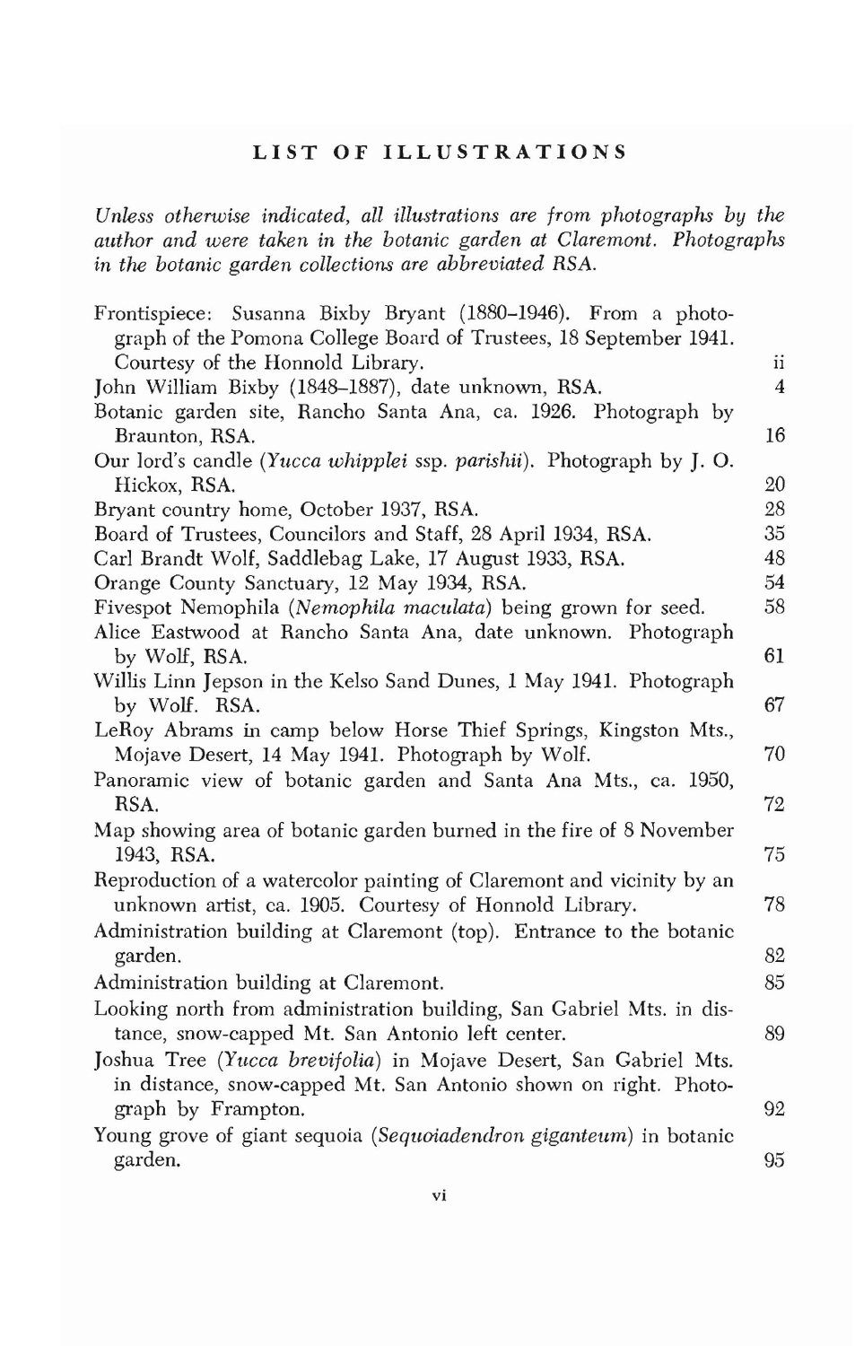## LIST OF ILLUSTRATIONS

*Unless otherwise indicated, all illustrations are from photographs by the author and were taken in the botanic garden at Claremont. Photographs in the botanic garden collections are abbreviated RSA.*

| | |
|---|---|
| Frontispiece: Susanna Bixby Bryant (1880–1946). From a photograph of the Pomona College Board of Trustees, 18 September 1941. Courtesy of the Honnold Library. | ii |
| John William Bixby (1848–1887), date unknown, RSA. | 4 |
| Botanic garden site, Rancho Santa Ana, ca. 1926. Photograph by Braunton, RSA. | 16 |
| Our lord's candle (*Yucca whipplei* ssp. *parishii*). Photograph by J. O. Hickox, RSA. | 20 |
| Bryant country home, October 1937, RSA. | 28 |
| Board of Trustees, Councilors and Staff, 28 April 1934, RSA. | 35 |
| Carl Brandt Wolf, Saddlebag Lake, 17 August 1933, RSA. | 48 |
| Orange County Sanctuary, 12 May 1934, RSA. | 54 |
| Fivespot Nemophila (*Nemophila maculata*) being grown for seed. | 58 |
| Alice Eastwood at Rancho Santa Ana, date unknown. Photograph by Wolf, RSA. | 61 |
| Willis Linn Jepson in the Kelso Sand Dunes, 1 May 1941. Photograph by Wolf. RSA. | 67 |
| LeRoy Abrams in camp below Horse Thief Springs, Kingston Mts., Mojave Desert, 14 May 1941. Photograph by Wolf. | 70 |
| Panoramic view of botanic garden and Santa Ana Mts., ca. 1950, RSA. | 72 |
| Map showing area of botanic garden burned in the fire of 8 November 1943, RSA. | 75 |
| Reproduction of a watercolor painting of Claremont and vicinity by an unknown artist, ca. 1905. Courtesy of Honnold Library. | 78 |
| Administration building at Claremont (top). Entrance to the botanic garden. | 82 |
| Administration building at Claremont. | 85 |
| Looking north from administration building, San Gabriel Mts. in distance, snow-capped Mt. San Antonio left center. | 89 |
| Joshua Tree (*Yucca brevifolia*) in Mojave Desert, San Gabriel Mts. in distance, snow-capped Mt. San Antonio shown on right. Photograph by Frampton. | 92 |
| Young grove of giant sequoia (*Sequoiadendron giganteum*) in botanic garden. | 95 |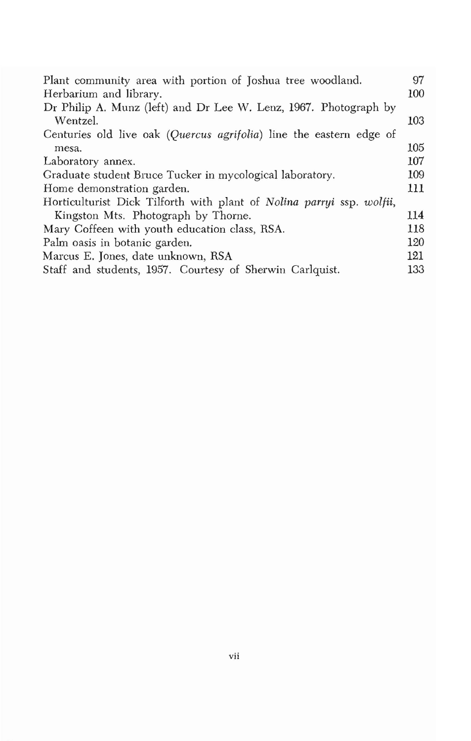| | |
|---|---|
| Plant community area with portion of Joshua tree woodland. | 97 |
| Herbarium and library. | 100 |
| Dr Philip A. Munz (left) and Dr Lee W. Lenz, 1967. Photograph by Wentzel. | 103 |
| Centuries old live oak (*Quercus agrifolia*) line the eastern edge of mesa. | 105 |
| Laboratory annex. | 107 |
| Graduate student Bruce Tucker in mycological laboratory. | 109 |
| Home demonstration garden. | 111 |
| Horticulturist Dick Tilforth with plant of *Nolina parryi* ssp. *wolfii*, Kingston Mts. Photograph by Thorne. | 114 |
| Mary Coffeen with youth education class, RSA. | 118 |
| Palm oasis in botanic garden. | 120 |
| Marcus E. Jones, date unknown, RSA | 121 |
| Staff and students, 1957. Courtesy of Sherwin Carlquist. | 133 |